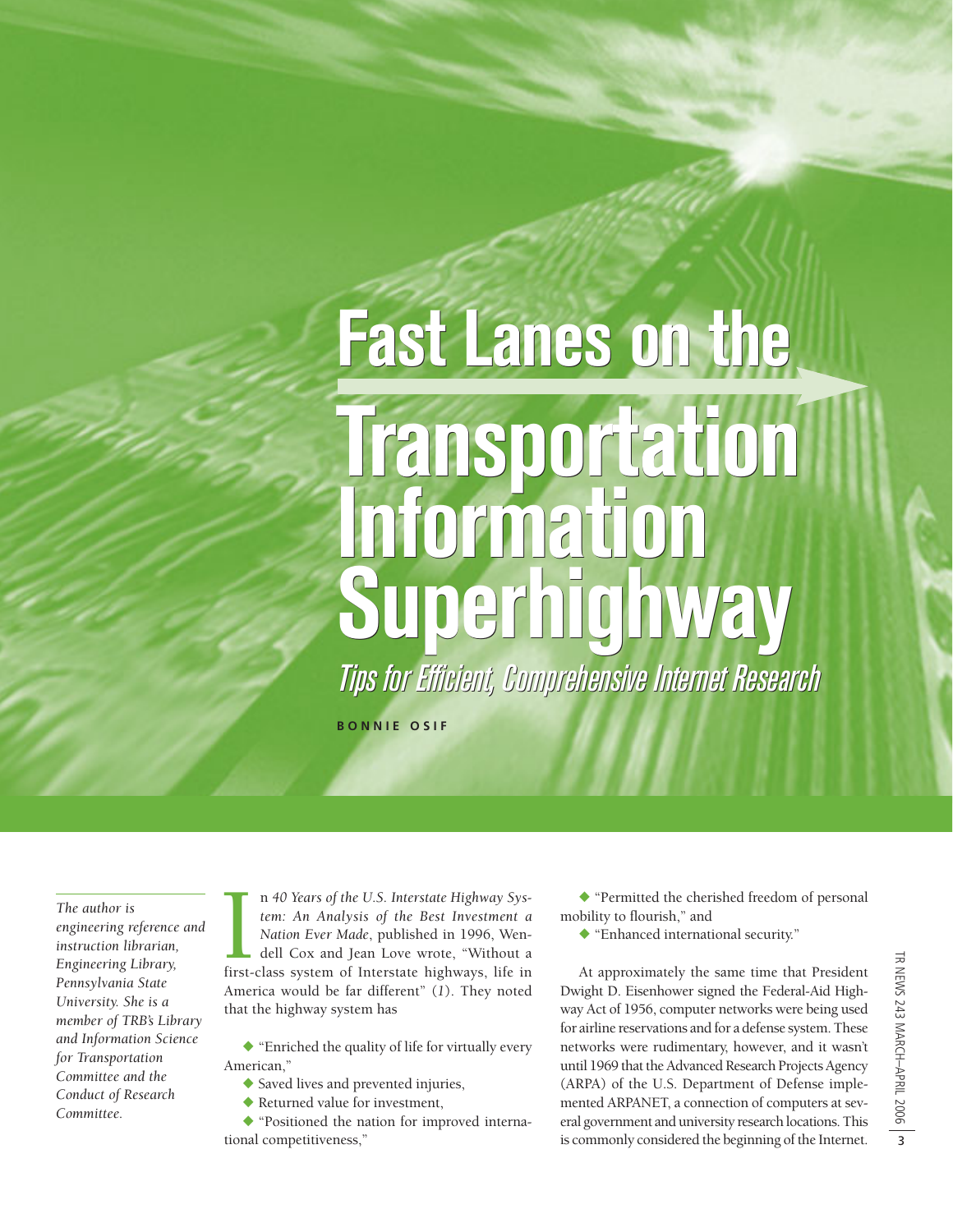# Fast Lanes on the Transportation Information Superhighway

## *Tips for Efficient, Comprehensive Internet Research*

**BONNIE OSIF**

*The author is engineering reference and instruction librarian, Engineering Library, Pennsylvania State University. She is a member of TRB's Library and Information Science for Transportation Committee and the Conduct of Research Committee.*

In *40 Years of the U.S. Interstate Highway System: An Analysis of the Best Investment a Nation Ever Made*, published in 1996, Wendell Cox and Jean Love wrote, "Without a first-class system of Interstate highways, life in America would be far different" (*1*). They noted that the highway system has

- "Enriched the quality of life for virtually every American,"
- Saved lives and prevented injuries,
- Returned value for investment,
- "Positioned the nation for improved international competitiveness,"
- "Permitted the cherished freedom of personal mobility to flourish," and
- "Enhanced international security."

At approximately the same time that President Dwight D. Eisenhower signed the Federal-Aid Highway Act of 1956, computer networks were being used for airline reservations and for a defense system. These networks were rudimentary, however, and it wasn't until 1969 that the Advanced Research Projects Agency (ARPA) of the U.S. Department of Defense implemented ARPANET, a connection of computers at several government and university research locations. This is commonly considered the beginning of the Internet.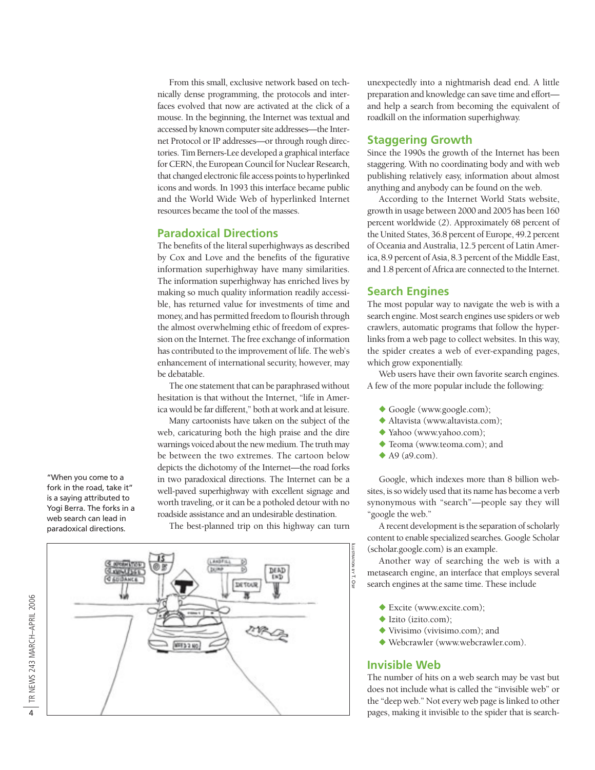From this small, exclusive network based on technically dense programming, the protocols and interfaces evolved that now are activated at the click of a mouse. In the beginning, the Internet was textual and accessed by known computer site addresses—the Internet Protocol or IP addresses—or through rough directories. Tim Berners-Lee developed a graphical interface for CERN, the European Council for Nuclear Research, that changed electronic file access points to hyperlinked icons and words. In 1993 this interface became public and the World Wide Web of hyperlinked Internet resources became the tool of the masses.

## Paradoxical Directions

The benefits of the literal superhighways as described by Cox and Love and the benefits of the figurative information superhighway have many similarities. The information superhighway has enriched lives by making so much quality information readily accessible, has returned value for investments of time and money, and has permitted freedom to flourish through the almost overwhelming ethic of freedom of expression on the Internet. The free exchange of information has contributed to the improvement of life. The web's enhancement of international security, however, may be debatable.

The one statement that can be paraphrased without hesitation is that without the Internet, "life in America would be far different," both at work and at leisure.

Many cartoonists have taken on the subject of the web, caricaturing both the high praise and the dire warnings voiced about the new medium. The truth may be between the two extremes. The cartoon below depicts the dichotomy of the Internet—the road forks in two paradoxical directions. The Internet can be a well-paved superhighway with excellent signage and worth traveling, or it can be a potholed detour with no roadside assistance and an undesirable destination.

The best-planned trip on this highway can turn unexpectedly into a nightmarish dead end. A little preparation and knowledge can save time and effort—and help a search from becoming the equivalent of roadkill on the information superhighway.

"When you come to a fork in the road, take it" is a saying attributed to Yogi Berra. The forks in a web search can lead in paradoxical directions.

Illustration by T. Osif

## Staggering Growth

Since the 1990s the growth of the Internet has been staggering. With no coordinating body and with web publishing relatively easy, information about almost anything and anybody can be found on the web.

According to the Internet World Stats website, growth in usage between 2000 and 2005 has been 160 percent worldwide (2). Approximately 68 percent of the United States, 36.8 percent of Europe, 49.2 percent of Oceania and Australia, 12.5 percent of Latin America, 8.9 percent of Asia, 8.3 percent of the Middle East, and 1.8 percent of Africa are connected to the Internet.

## Search Engines

The most popular way to navigate the web is with a search engine. Most search engines use spiders or web crawlers, automatic programs that follow the hyperlinks from a web page to collect websites. In this way, the spider creates a web of ever-expanding pages, which grow exponentially.

Web users have their own favorite search engines. A few of the more popular include the following:

- Google (www.google.com);
- Altavista (www.altavista.com);
- Yahoo (www.yahoo.com);
- Teoma (www.teoma.com); and
- A9 (a9.com).

Google, which indexes more than 8 billion websites, is so widely used that its name has become a verb synonymous with "search"—people say they will "google the web."

A recent development is the separation of scholarly content to enable specialized searches. Google Scholar (scholar.google.com) is an example.

Another way of searching the web is with a metasearch engine, an interface that employs several search engines at the same time. These include

- Excite (www.excite.com);
- Izito (izito.com);
- Vivisimo (vivisimo.com); and
- Webcrawler (www.webcrawler.com).

## Invisible Web

The number of hits on a web search may be vast but does not include what is called the "invisible web" or the "deep web." Not every web page is linked to other pages, making it invisible to the spider that is search-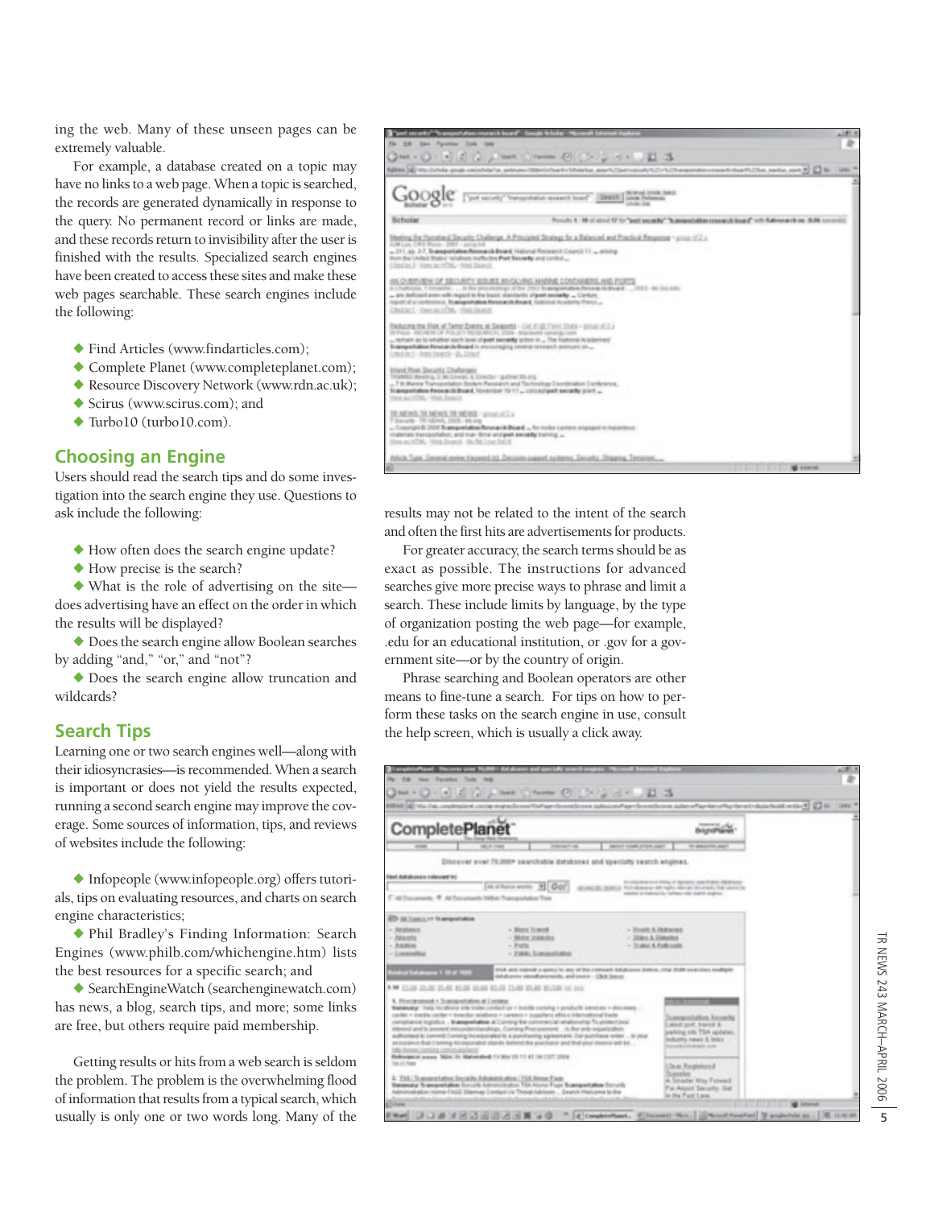ing the web. Many of these unseen pages can be extremely valuable.

For example, a database created on a topic may have no links to a web page. When a topic is searched, the records are generated dynamically in response to the query. No permanent record or links are made, and these records return to invisibility after the user is finished with the results. Specialized search engines have been created to access these sites and make these web pages searchable. These search engines include the following:

- Find Articles (www.findarticles.com);
- Complete Planet (www.completeplanet.com);
- Resource Discovery Network (www.rdn.ac.uk);
- Scirus (www.scirus.com); and
- Turbo10 (turbo10.com).

## Choosing an Engine

Users should read the search tips and do some investigation into the search engine they use. Questions to ask include the following:

- How often does the search engine update?
- How precise is the search?
- What is the role of advertising on the site—does advertising have an effect on the order in which the results will be displayed?
- Does the search engine allow Boolean searches by adding "and," "or," and "not"?
- Does the search engine allow truncation and wildcards?

## Search Tips

Learning one or two search engines well—along with their idiosyncrasies—is recommended. When a search is important or does not yield the results expected, running a second search engine may improve the coverage. Some sources of information, tips, and reviews of websites include the following:

- Infopeople (www.infopeople.org) offers tutorials, tips on evaluating resources, and charts on search engine characteristics;
- Phil Bradley's Finding Information: Search Engines (www.philb.com/whichengine.htm) lists the best resources for a specific search; and
- SearchEngineWatch (searchenginewatch.com) has news, a blog, search tips, and more; some links are free, but others require paid membership.

Getting results or hits from a web search is seldom the problem. The problem is the overwhelming flood of information that results from a typical search, which usually is only one or two words long. Many of the results may not be related to the intent of the search and often the first hits are advertisements for products.

For greater accuracy, the search terms should be as exact as possible. The instructions for advanced searches give more precise ways to phrase and limit a search. These include limits by language, by the type of organization posting the web page—for example, .edu for an educational institution, or .gov for a government site—or by the country of origin.

Phrase searching and Boolean operators are other means to fine-tune a search. For tips on how to perform these tasks on the search engine in use, consult the help screen, which is usually a click away.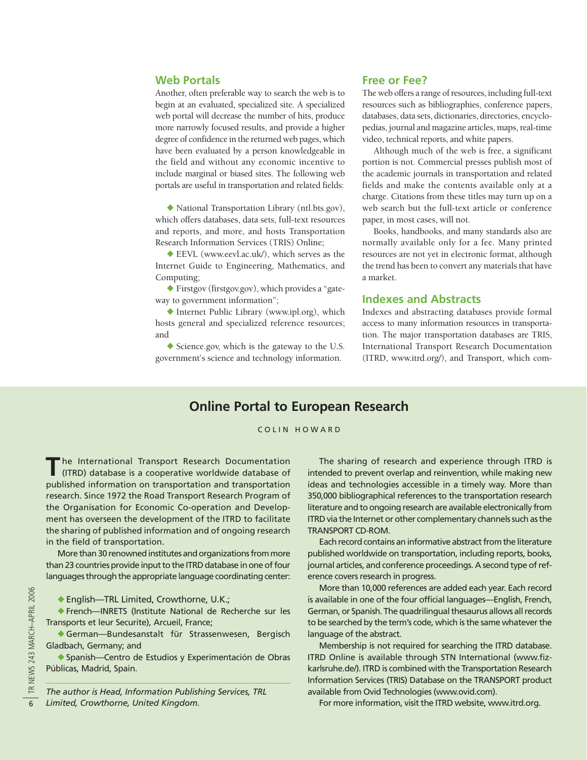## Web Portals

Another, often preferable way to search the web is to begin at an evaluated, specialized site. A specialized web portal will decrease the number of hits, produce more narrowly focused results, and provide a higher degree of confidence in the returned web pages, which have been evaluated by a person knowledgeable in the field and without any economic incentive to include marginal or biased sites. The following web portals are useful in transportation and related fields:

- National Transportation Library (ntl.bts.gov), which offers databases, data sets, full-text resources and reports, and more, and hosts Transportation Research Information Services (TRIS) Online;
- EEVL (www.eevl.ac.uk/), which serves as the Internet Guide to Engineering, Mathematics, and Computing;
- Firstgov (firstgov.gov), which provides a "gateway to government information";
- Internet Public Library (www.ipl.org), which hosts general and specialized reference resources; and
- Science.gov, which is the gateway to the U.S. government's science and technology information.

## Free or Fee?

The web offers a range of resources, including full-text resources such as bibliographies, conference papers, databases, data sets, dictionaries, directories, encyclopedias, journal and magazine articles, maps, real-time video, technical reports, and white papers.

Although much of the web is free, a significant portion is not. Commercial presses publish most of the academic journals in transportation and related fields and make the contents available only at a charge. Citations from these titles may turn up on a web search but the full-text article or conference paper, in most cases, will not.

Books, handbooks, and many standards also are normally available only for a fee. Many printed resources are not yet in electronic format, although the trend has been to convert any materials that have a market.

## Indexes and Abstracts

Indexes and abstracting databases provide formal access to many information resources in transportation. The major transportation databases are TRIS, International Transport Research Documentation (ITRD, www.itrd.org/), and Transport, which com-

## Online Portal to European Research

COLIN HOWARD

The International Transport Research Documentation (ITRD) database is a cooperative worldwide database of published information on transportation and transportation research. Since 1972 the Road Transport Research Program of the Organisation for Economic Co-operation and Development has overseen the development of the ITRD to facilitate the sharing of published information and of ongoing research in the field of transportation.

More than 30 renowned institutes and organizations from more than 23 countries provide input to the ITRD database in one of four languages through the appropriate language coordinating center:

- English—TRL Limited, Crowthorne, U.K.;
- French—INRETS (Institute National de Recherche sur les Transports et leur Securite), Arcueil, France;
- German—Bundesanstalt für Strassenwesen, Bergisch Gladbach, Germany; and
- Spanish—Centro de Estudios y Experimentación de Obras Públicas, Madrid, Spain.

*The author is Head, Information Publishing Services, TRL Limited, Crowthorne, United Kingdom.*

The sharing of research and experience through ITRD is intended to prevent overlap and reinvention, while making new ideas and technologies accessible in a timely way. More than 350,000 bibliographical references to the transportation research literature and to ongoing research are available electronically from ITRD via the Internet or other complementary channels such as the TRANSPORT CD-ROM.

Each record contains an informative abstract from the literature published worldwide on transportation, including reports, books, journal articles, and conference proceedings. A second type of reference covers research in progress.

More than 10,000 references are added each year. Each record is available in one of the four official languages—English, French, German, or Spanish. The quadrilingual thesaurus allows all records to be searched by the term's code, which is the same whatever the language of the abstract.

Membership is not required for searching the ITRD database. ITRD Online is available through STN International (www.fiz-karlsruhe.de/). ITRD is combined with the Transportation Research Information Services (TRIS) Database on the TRANSPORT product available from Ovid Technologies (www.ovid.com).

For more information, visit the ITRD website, www.itrd.org.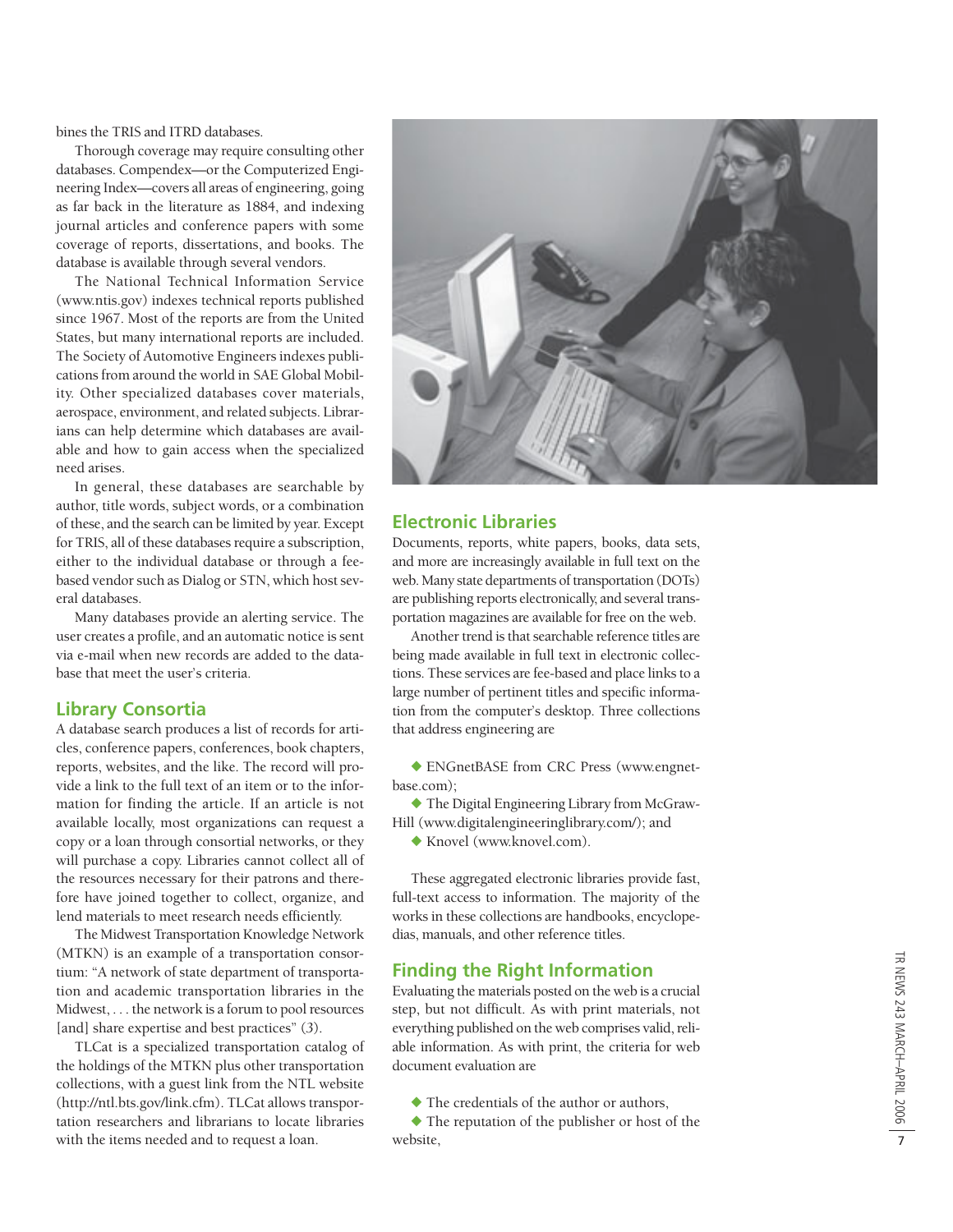bines the TRIS and ITRD databases.

Thorough coverage may require consulting other databases. Compendex—or the Computerized Engineering Index—covers all areas of engineering, going as far back in the literature as 1884, and indexing journal articles and conference papers with some coverage of reports, dissertations, and books. The database is available through several vendors.

The National Technical Information Service (www.ntis.gov) indexes technical reports published since 1967. Most of the reports are from the United States, but many international reports are included. The Society of Automotive Engineers indexes publications from around the world in SAE Global Mobility. Other specialized databases cover materials, aerospace, environment, and related subjects. Librarians can help determine which databases are available and how to gain access when the specialized need arises.

In general, these databases are searchable by author, title words, subject words, or a combination of these, and the search can be limited by year. Except for TRIS, all of these databases require a subscription, either to the individual database or through a fee-based vendor such as Dialog or STN, which host several databases.

Many databases provide an alerting service. The user creates a profile, and an automatic notice is sent via e-mail when new records are added to the database that meet the user's criteria.

## Library Consortia

A database search produces a list of records for articles, conference papers, conferences, book chapters, reports, websites, and the like. The record will provide a link to the full text of an item or to the information for finding the article. If an article is not available locally, most organizations can request a copy or a loan through consortial networks, or they will purchase a copy. Libraries cannot collect all of the resources necessary for their patrons and therefore have joined together to collect, organize, and lend materials to meet research needs efficiently.

The Midwest Transportation Knowledge Network (MTKN) is an example of a transportation consortium: "A network of state department of transportation and academic transportation libraries in the Midwest, . . . the network is a forum to pool resources [and] share expertise and best practices" (*3*).

TLCat is a specialized transportation catalog of the holdings of the MTKN plus other transportation collections, with a guest link from the NTL website (http://ntl.bts.gov/link.cfm). TLCat allows transportation researchers and librarians to locate libraries with the items needed and to request a loan.

## Electronic Libraries

Documents, reports, white papers, books, data sets, and more are increasingly available in full text on the web. Many state departments of transportation (DOTs) are publishing reports electronically, and several transportation magazines are available for free on the web.

Another trend is that searchable reference titles are being made available in full text in electronic collections. These services are fee-based and place links to a large number of pertinent titles and specific information from the computer's desktop. Three collections that address engineering are

- ENGnetBASE from CRC Press (www.engnetbase.com);
- The Digital Engineering Library from McGraw-Hill (www.digitalengineeringlibrary.com/); and
- Knovel (www.knovel.com).

These aggregated electronic libraries provide fast, full-text access to information. The majority of the works in these collections are handbooks, encyclopedias, manuals, and other reference titles.

## Finding the Right Information

Evaluating the materials posted on the web is a crucial step, but not difficult. As with print materials, not everything published on the web comprises valid, reliable information. As with print, the criteria for web document evaluation are

- The credentials of the author or authors,
- The reputation of the publisher or host of the website,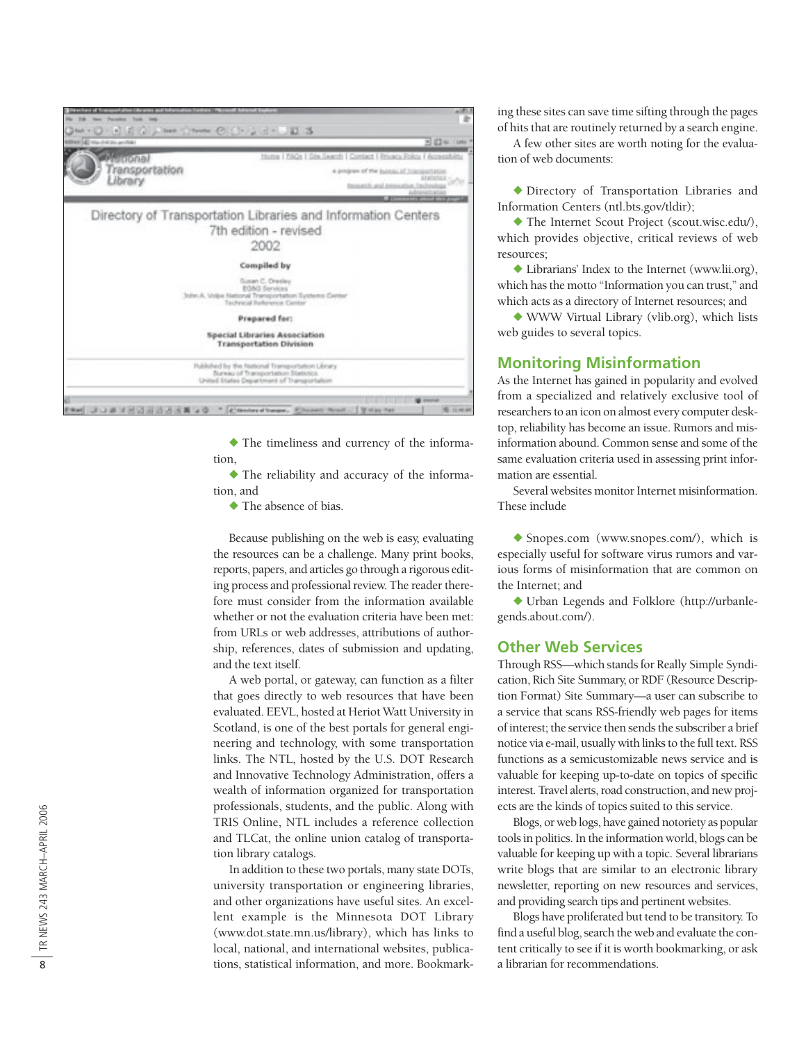- The timeliness and currency of the information,
- The reliability and accuracy of the information, and
- The absence of bias.

Because publishing on the web is easy, evaluating the resources can be a challenge. Many print books, reports, papers, and articles go through a rigorous editing process and professional review. The reader therefore must consider from the information available whether or not the evaluation criteria have been met: from URLs or web addresses, attributions of authorship, references, dates of submission and updating, and the text itself.

A web portal, or gateway, can function as a filter that goes directly to web resources that have been evaluated. EEVL, hosted at Heriot Watt University in Scotland, is one of the best portals for general engineering and technology, with some transportation links. The NTL, hosted by the U.S. DOT Research and Innovative Technology Administration, offers a wealth of information organized for transportation professionals, students, and the public. Along with TRIS Online, NTL includes a reference collection and TLCat, the online union catalog of transportation library catalogs.

In addition to these two portals, many state DOTs, university transportation or engineering libraries, and other organizations have useful sites. An excellent example is the Minnesota DOT Library (www.dot.state.mn.us/library), which has links to local, national, and international websites, publications, statistical information, and more. Bookmarking these sites can save time sifting through the pages of hits that are routinely returned by a search engine.

A few other sites are worth noting for the evaluation of web documents:

- Directory of Transportation Libraries and Information Centers (ntl.bts.gov/tldir);
- The Internet Scout Project (scout.wisc.edu/), which provides objective, critical reviews of web resources;
- Librarians' Index to the Internet (www.lii.org), which has the motto "Information you can trust," and which acts as a directory of Internet resources; and
- WWW Virtual Library (vlib.org), which lists web guides to several topics.

## Monitoring Misinformation

As the Internet has gained in popularity and evolved from a specialized and relatively exclusive tool of researchers to an icon on almost every computer desktop, reliability has become an issue. Rumors and misinformation abound. Common sense and some of the same evaluation criteria used in assessing print information are essential.

Several websites monitor Internet misinformation. These include

- Snopes.com (www.snopes.com/), which is especially useful for software virus rumors and various forms of misinformation that are common on the Internet; and
- Urban Legends and Folklore (http://urbanlegends.about.com/).

## Other Web Services

Through RSS—which stands for Really Simple Syndication, Rich Site Summary, or RDF (Resource Description Format) Site Summary—a user can subscribe to a service that scans RSS-friendly web pages for items of interest; the service then sends the subscriber a brief notice via e-mail, usually with links to the full text. RSS functions as a semicustomizable news service and is valuable for keeping up-to-date on topics of specific interest. Travel alerts, road construction, and new projects are the kinds of topics suited to this service.

Blogs, or web logs, have gained notoriety as popular tools in politics. In the information world, blogs can be valuable for keeping up with a topic. Several librarians write blogs that are similar to an electronic library newsletter, reporting on new resources and services, and providing search tips and pertinent websites.

Blogs have proliferated but tend to be transitory. To find a useful blog, search the web and evaluate the content critically to see if it is worth bookmarking, or ask a librarian for recommendations.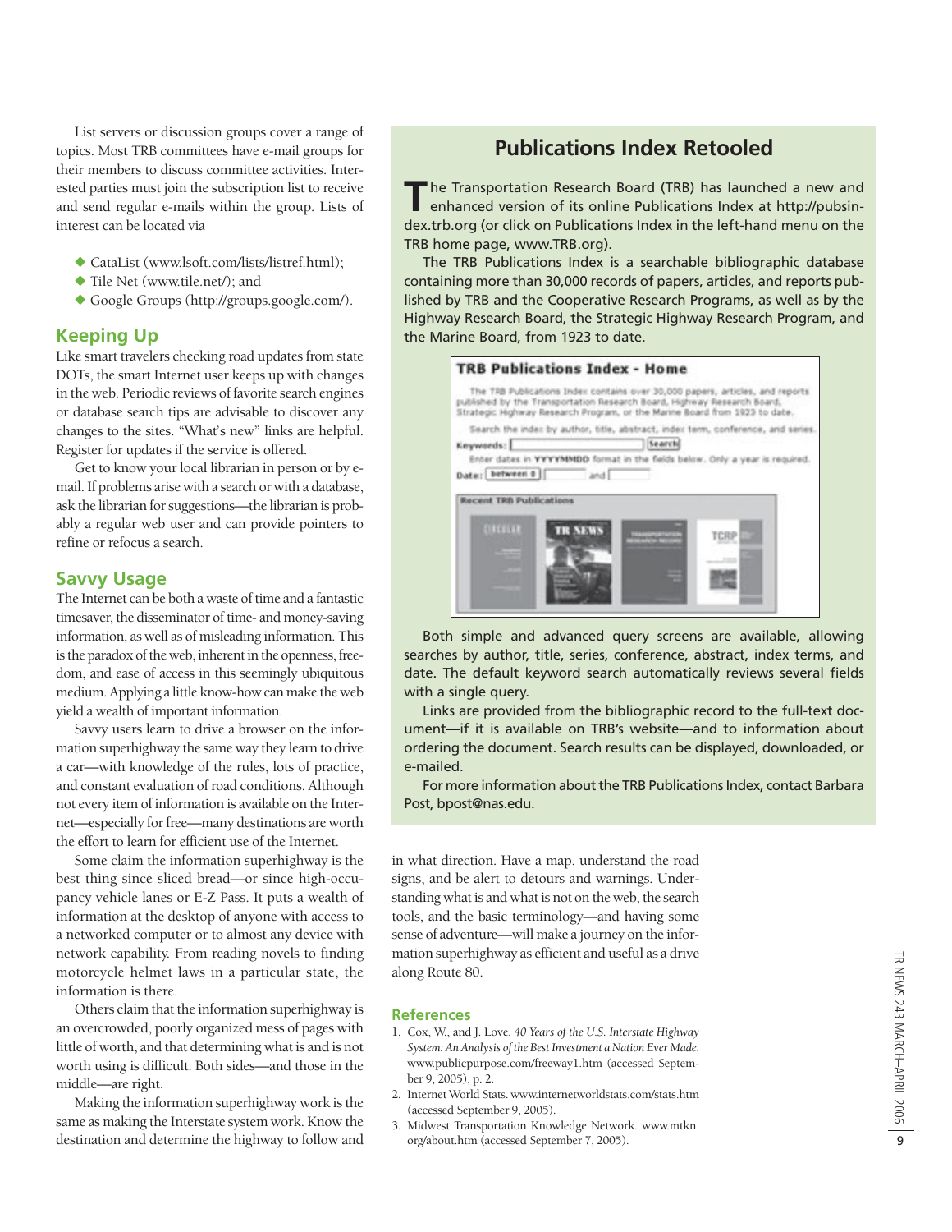List servers or discussion groups cover a range of topics. Most TRB committees have e-mail groups for their members to discuss committee activities. Interested parties must join the subscription list to receive and send regular e-mails within the group. Lists of interest can be located via

- CataList (www.lsoft.com/lists/listref.html);
- Tile Net (www.tile.net/); and
- Google Groups (http://groups.google.com/).

## Keeping Up

Like smart travelers checking road updates from state DOTs, the smart Internet user keeps up with changes in the web. Periodic reviews of favorite search engines or database search tips are advisable to discover any changes to the sites. "What's new" links are helpful. Register for updates if the service is offered.

Get to know your local librarian in person or by e-mail. If problems arise with a search or with a database, ask the librarian for suggestions—the librarian is probably a regular web user and can provide pointers to refine or refocus a search.

## Savvy Usage

The Internet can be both a waste of time and a fantastic timesaver, the disseminator of time- and money-saving information, as well as of misleading information. This is the paradox of the web, inherent in the openness, freedom, and ease of access in this seemingly ubiquitous medium. Applying a little know-how can make the web yield a wealth of important information.

Savvy users learn to drive a browser on the information superhighway the same way they learn to drive a car—with knowledge of the rules, lots of practice, and constant evaluation of road conditions. Although not every item of information is available on the Internet—especially for free—many destinations are worth the effort to learn for efficient use of the Internet.

Some claim the information superhighway is the best thing since sliced bread—or since high-occupancy vehicle lanes or E-Z Pass. It puts a wealth of information at the desktop of anyone with access to a networked computer or to almost any device with network capability. From reading novels to finding motorcycle helmet laws in a particular state, the information is there.

Others claim that the information superhighway is an overcrowded, poorly organized mess of pages with little of worth, and that determining what is and is not worth using is difficult. Both sides—and those in the middle—are right.

Making the information superhighway work is the same as making the Interstate system work. Know the destination and determine the highway to follow and in what direction. Have a map, understand the road signs, and be alert to detours and warnings. Understanding what is and what is not on the web, the search tools, and the basic terminology—and having some sense of adventure—will make a journey on the information superhighway as efficient and useful as a drive along Route 80.

## Publications Index Retooled

The Transportation Research Board (TRB) has launched a new and enhanced version of its online Publications Index at http://pubsindex.trb.org (or click on Publications Index in the left-hand menu on the TRB home page, www.TRB.org).

The TRB Publications Index is a searchable bibliographic database containing more than 30,000 records of papers, articles, and reports published by TRB and the Cooperative Research Programs, as well as by the Highway Research Board, the Strategic Highway Research Program, and the Marine Board, from 1923 to date.

Both simple and advanced query screens are available, allowing searches by author, title, series, conference, abstract, index terms, and date. The default keyword search automatically reviews several fields with a single query.

Links are provided from the bibliographic record to the full-text document—if it is available on TRB's website—and to information about ordering the document. Search results can be displayed, downloaded, or e-mailed.

For more information about the TRB Publications Index, contact Barbara Post, bpost@nas.edu.

## References

1. Cox, W., and J. Love. *40 Years of the U.S. Interstate Highway System: An Analysis of the Best Investment a Nation Ever Made*. www.publicpurpose.com/freeway1.htm (accessed September 9, 2005), p. 2.
2. Internet World Stats. www.internetworldstats.com/stats.htm (accessed September 9, 2005).
3. Midwest Transportation Knowledge Network. www.mtkn.org/about.htm (accessed September 7, 2005).